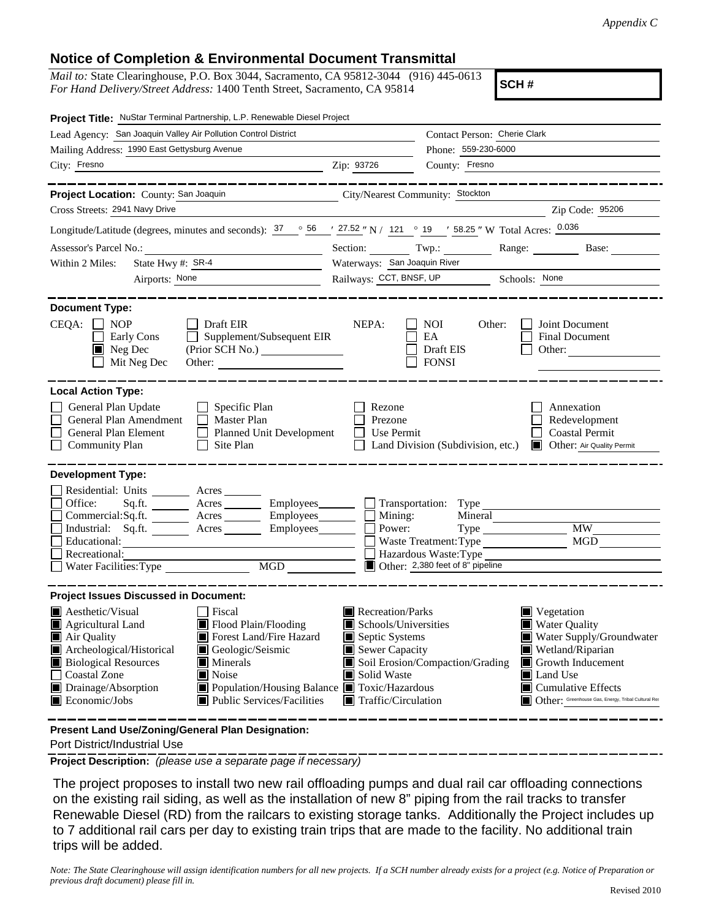*Appendix C*

## Notice of Completion & Environmental Document Transmittal

*Mail to:* State Clearinghouse, P.O. Box 3044, Sacramento, CA 95812-3044 (916) 445-0613
*For Hand Delivery/Street Address:* 1400 Tenth Street, Sacramento, CA 95814

**SCH #**

**Project Title:** NuStar Terminal Partnership, L.P. Renewable Diesel Project

Lead Agency: San Joaquin Valley Air Pollution Control District
Contact Person: Cherie Clark
Mailing Address: 1990 East Gettysburg Avenue
Phone: 559-230-6000
City: Fresno
Zip: 93726
County: Fresno

**Project Location:** County: San Joaquin
City/Nearest Community: Stockton
Cross Streets: 2941 Navy Drive
Zip Code: 95206
Longitude/Latitude (degrees, minutes and seconds): 37 ° 56 ′ 27.52 ″ N / 121 ° 19 ′ 58.25 ″ W Total Acres: 0.036
Assessor's Parcel No.:
Section:
Twp.:
Range:
Base:
Within 2 Miles: State Hwy #: SR-4
Waterways: San Joaquin River
Airports: None
Railways: CCT, BNSF, UP
Schools: None

**Document Type:**

CEQA:
- [ ] NOP
- [ ] Early Cons
- [x] Neg Dec
- [ ] Mit Neg Dec
- [ ] Draft EIR
- [ ] Supplement/Subsequent EIR (Prior SCH No.)
- Other:

NEPA:
- [ ] NOI
- [ ] EA
- [ ] Draft EIS
- [ ] FONSI

Other:
- [ ] Joint Document
- [ ] Final Document
- [ ] Other:

**Local Action Type:**

- [ ] General Plan Update
- [ ] General Plan Amendment
- [ ] General Plan Element
- [ ] Community Plan
- [ ] Specific Plan
- [ ] Master Plan
- [ ] Planned Unit Development
- [ ] Site Plan
- [ ] Rezone
- [ ] Prezone
- [ ] Use Permit
- [ ] Land Division (Subdivision, etc.)
- [ ] Annexation
- [ ] Redevelopment
- [ ] Coastal Permit
- [x] Other: Air Quality Permit

**Development Type:**

- [ ] Residential: Units Acres
- [ ] Office: Sq.ft. Acres Employees
- [ ] Commercial: Sq.ft. Acres Employees
- [ ] Industrial: Sq.ft. Acres Employees
- [ ] Educational:
- [ ] Recreational:
- [ ] Water Facilities: Type MGD
- [ ] Transportation: Type
- [ ] Mining: Mineral
- [ ] Power: Type MW
- [ ] Waste Treatment: Type MGD
- [ ] Hazardous Waste: Type
- [x] Other: 2,380 feet of 8" pipeline

**Project Issues Discussed in Document:**

- [x] Aesthetic/Visual
- [x] Agricultural Land
- [x] Air Quality
- [x] Archeological/Historical
- [x] Biological Resources
- [ ] Coastal Zone
- [x] Drainage/Absorption
- [x] Economic/Jobs
- [ ] Fiscal
- [x] Flood Plain/Flooding
- [x] Forest Land/Fire Hazard
- [x] Geologic/Seismic
- [x] Minerals
- [x] Noise
- [x] Population/Housing Balance
- [x] Public Services/Facilities
- [x] Recreation/Parks
- [x] Schools/Universities
- [x] Septic Systems
- [x] Sewer Capacity
- [x] Soil Erosion/Compaction/Grading
- [x] Solid Waste
- [x] Toxic/Hazardous
- [x] Traffic/Circulation
- [x] Vegetation
- [x] Water Quality
- [x] Water Supply/Groundwater
- [x] Wetland/Riparian
- [x] Growth Inducement
- [x] Land Use
- [x] Cumulative Effects
- [x] Other: Greenhouse Gas, Energy, Tribal Cultural Res

**Present Land Use/Zoning/General Plan Designation:**

Port District/Industrial Use

**Project Description:** *(please use a separate page if necessary)*

The project proposes to install two new rail offloading pumps and dual rail car offloading connections on the existing rail siding, as well as the installation of new 8" piping from the rail tracks to transfer Renewable Diesel (RD) from the railcars to existing storage tanks. Additionally the Project includes up to 7 additional rail cars per day to existing train trips that are made to the facility. No additional train trips will be added.

*Note: The State Clearinghouse will assign identification numbers for all new projects. If a SCH number already exists for a project (e.g. Notice of Preparation or previous draft document) please fill in.*

Revised 2010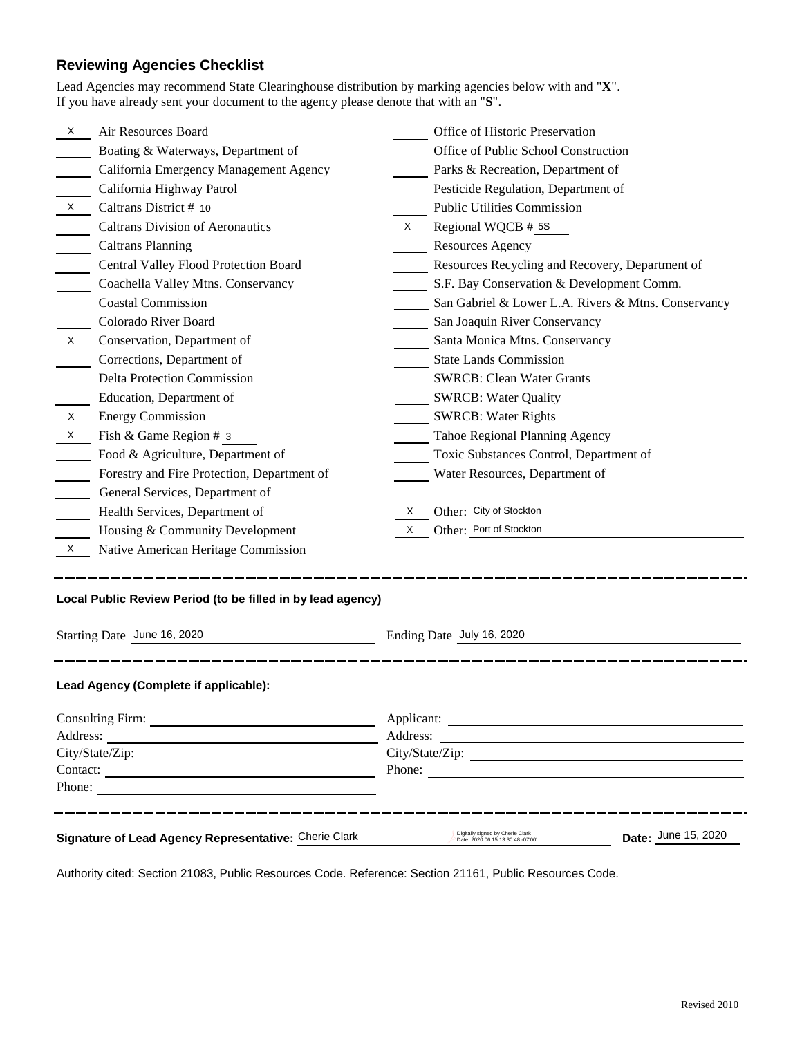## Reviewing Agencies Checklist

Lead Agencies may recommend State Clearinghouse distribution by marking agencies below with and "**X**".
If you have already sent your document to the agency please denote that with an "**S**".

| | | | |
|---|---|---|---|
| X | Air Resources Board | | Office of Historic Preservation |
| | Boating & Waterways, Department of | | Office of Public School Construction |
| | California Emergency Management Agency | | Parks & Recreation, Department of |
| | California Highway Patrol | | Pesticide Regulation, Department of |
| X | Caltrans District # 10 | | Public Utilities Commission |
| | Caltrans Division of Aeronautics | X | Regional WQCB # 5S |
| | Caltrans Planning | | Resources Agency |
| | Central Valley Flood Protection Board | | Resources Recycling and Recovery, Department of |
| | Coachella Valley Mtns. Conservancy | | S.F. Bay Conservation & Development Comm. |
| | Coastal Commission | | San Gabriel & Lower L.A. Rivers & Mtns. Conservancy |
| | Colorado River Board | | San Joaquin River Conservancy |
| X | Conservation, Department of | | Santa Monica Mtns. Conservancy |
| | Corrections, Department of | | State Lands Commission |
| | Delta Protection Commission | | SWRCB: Clean Water Grants |
| | Education, Department of | | SWRCB: Water Quality |
| X | Energy Commission | | SWRCB: Water Rights |
| X | Fish & Game Region # 3 | | Tahoe Regional Planning Agency |
| | Food & Agriculture, Department of | | Toxic Substances Control, Department of |
| | Forestry and Fire Protection, Department of | | Water Resources, Department of |
| | General Services, Department of | | |
| | Health Services, Department of | X | Other: City of Stockton |
| | Housing & Community Development | X | Other: Port of Stockton |
| X | Native American Heritage Commission | | |

---

**Local Public Review Period (to be filled in by lead agency)**

Starting Date June 16, 2020 Ending Date July 16, 2020

---

**Lead Agency (Complete if applicable):**

Consulting Firm: 
Address: 
City/State/Zip: 
Contact: 
Phone: 

Applicant: 
Address: 
City/State/Zip: 
Phone: 

---

**Signature of Lead Agency Representative:** Cherie Clark Digitally signed by Cherie Clark Date: 2020.06.15 13:30:48 -07'00' **Date:** June 15, 2020

Authority cited: Section 21083, Public Resources Code. Reference: Section 21161, Public Resources Code.

Revised 2010